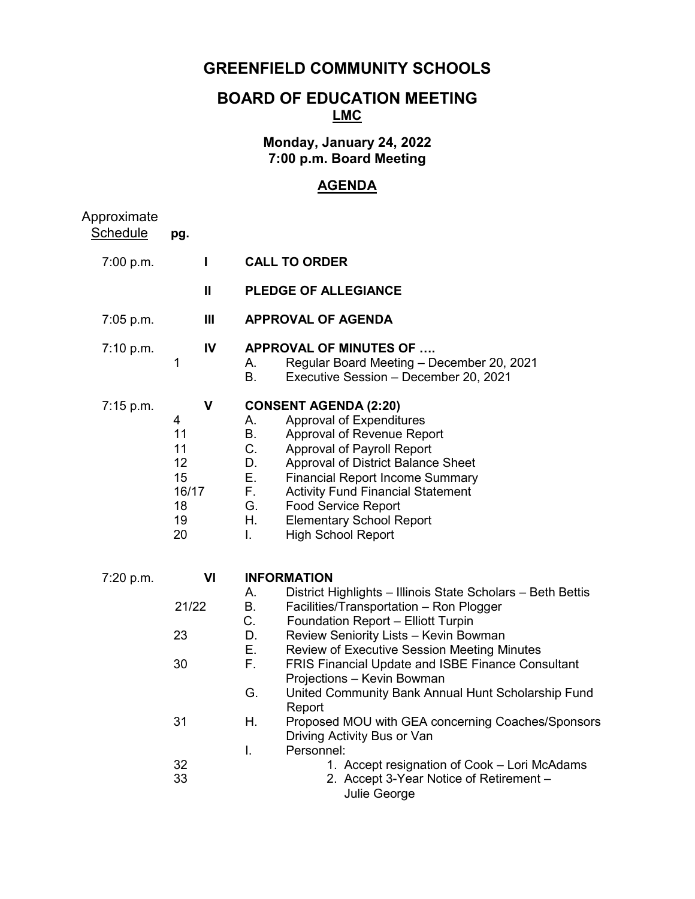# GREENFIELD COMMUNITY SCHOOLS

## BOARD OF EDUCATION MEETING

**LMC**

**Monday, January 24, 2022**
**7:00 p.m. Board Meeting**

## AGENDA

| Approximate Schedule | pg. | | |
|---|---|---|---|
| 7:00 p.m. | | I | **CALL TO ORDER** |
| | | II | **PLEDGE OF ALLEGIANCE** |
| 7:05 p.m. | | III | **APPROVAL OF AGENDA** |
| 7:10 p.m. | | IV | **APPROVAL OF MINUTES OF ….** |
| | 1 | A. | Regular Board Meeting – December 20, 2021 |
| | | B. | Executive Session – December 20, 2021 |
| 7:15 p.m. | | V | **CONSENT AGENDA (2:20)** |
| | 4 | A. | Approval of Expenditures |
| | 11 | B. | Approval of Revenue Report |
| | 11 | C. | Approval of Payroll Report |
| | 12 | D. | Approval of District Balance Sheet |
| | 15 | E. | Financial Report Income Summary |
| | 16/17 | F. | Activity Fund Financial Statement |
| | 18 | G. | Food Service Report |
| | 19 | H. | Elementary School Report |
| | 20 | I. | High School Report |
| 7:20 p.m. | | VI | **INFORMATION** |
| | | A. | District Highlights – Illinois State Scholars – Beth Bettis |
| | 21/22 | B. | Facilities/Transportation – Ron Plogger |
| | | C. | Foundation Report – Elliott Turpin |
| | 23 | D. | Review Seniority Lists – Kevin Bowman |
| | | E. | Review of Executive Session Meeting Minutes |
| | 30 | F. | FRIS Financial Update and ISBE Finance Consultant Projections – Kevin Bowman |
| | | G. | United Community Bank Annual Hunt Scholarship Fund Report |
| | 31 | H. | Proposed MOU with GEA concerning Coaches/Sponsors Driving Activity Bus or Van |
| | | I. | Personnel: |
| | 32 | | 1. Accept resignation of Cook – Lori McAdams |
| | 33 | | 2. Accept 3-Year Notice of Retirement – Julie George |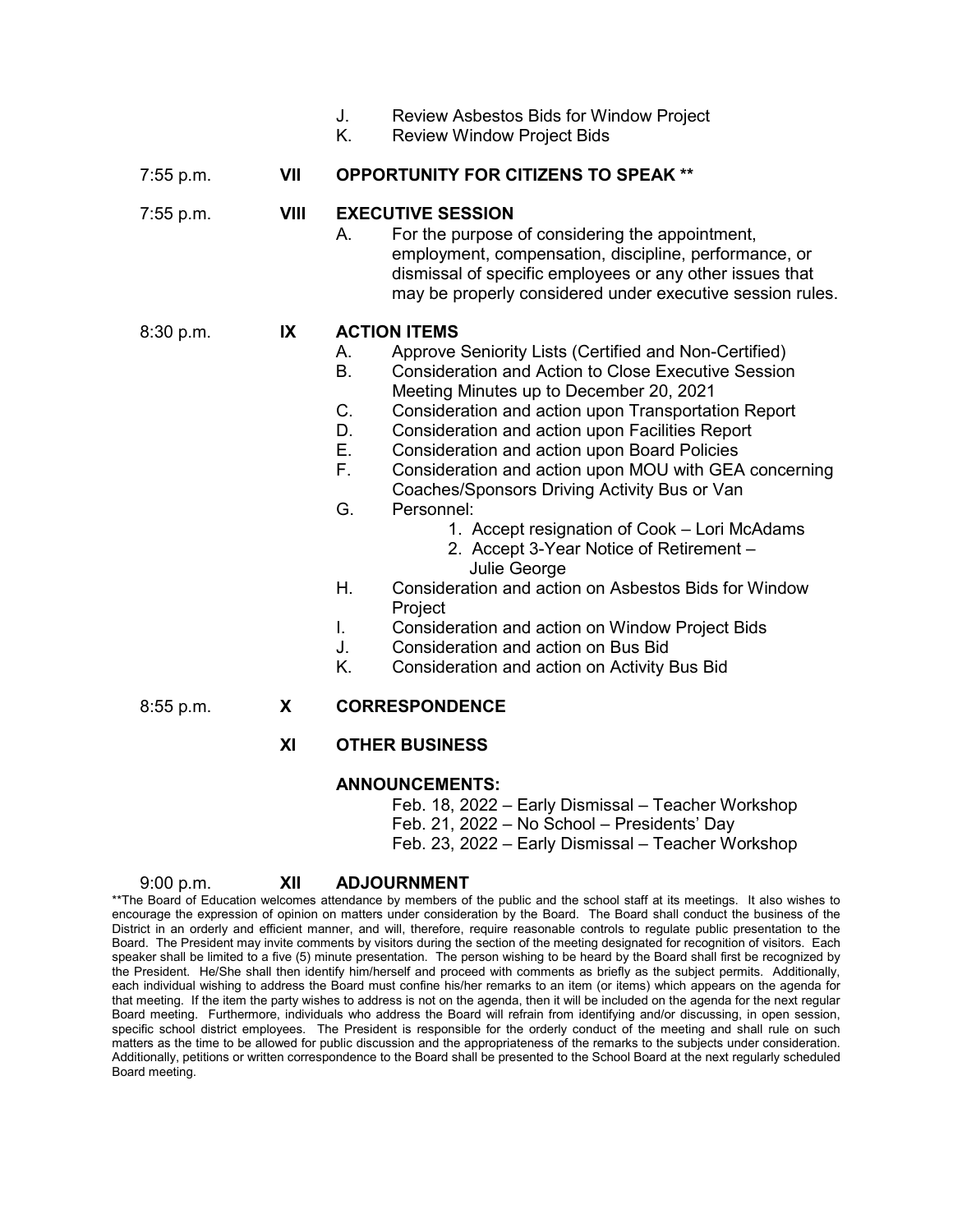J. Review Asbestos Bids for Window Project
K. Review Window Project Bids

7:55 p.m. **VII OPPORTUNITY FOR CITIZENS TO SPEAK ****

7:55 p.m. **VIII EXECUTIVE SESSION**

A. For the purpose of considering the appointment, employment, compensation, discipline, performance, or dismissal of specific employees or any other issues that may be properly considered under executive session rules.

8:30 p.m. **IX ACTION ITEMS**

A. Approve Seniority Lists (Certified and Non-Certified)
B. Consideration and Action to Close Executive Session Meeting Minutes up to December 20, 2021
C. Consideration and action upon Transportation Report
D. Consideration and action upon Facilities Report
E. Consideration and action upon Board Policies
F. Consideration and action upon MOU with GEA concerning Coaches/Sponsors Driving Activity Bus or Van
G. Personnel:
   1. Accept resignation of Cook – Lori McAdams
   2. Accept 3-Year Notice of Retirement – Julie George
H. Consideration and action on Asbestos Bids for Window Project
I. Consideration and action on Window Project Bids
J. Consideration and action on Bus Bid
K. Consideration and action on Activity Bus Bid

8:55 p.m. **X CORRESPONDENCE**

**XI OTHER BUSINESS**

**ANNOUNCEMENTS:**

Feb. 18, 2022 – Early Dismissal – Teacher Workshop
Feb. 21, 2022 – No School – Presidents' Day
Feb. 23, 2022 – Early Dismissal – Teacher Workshop

9:00 p.m. **XII ADJOURNMENT**

**The Board of Education welcomes attendance by members of the public and the school staff at its meetings. It also wishes to encourage the expression of opinion on matters under consideration by the Board. The Board shall conduct the business of the District in an orderly and efficient manner, and will, therefore, require reasonable controls to regulate public presentation to the Board. The President may invite comments by visitors during the section of the meeting designated for recognition of visitors. Each speaker shall be limited to a five (5) minute presentation. The person wishing to be heard by the Board shall first be recognized by the President. He/She shall then identify him/herself and proceed with comments as briefly as the subject permits. Additionally, each individual wishing to address the Board must confine his/her remarks to an item (or items) which appears on the agenda for that meeting. If the item the party wishes to address is not on the agenda, then it will be included on the agenda for the next regular Board meeting. Furthermore, individuals who address the Board will refrain from identifying and/or discussing, in open session, specific school district employees. The President is responsible for the orderly conduct of the meeting and shall rule on such matters as the time to be allowed for public discussion and the appropriateness of the remarks to the subjects under consideration. Additionally, petitions or written correspondence to the Board shall be presented to the School Board at the next regularly scheduled Board meeting.